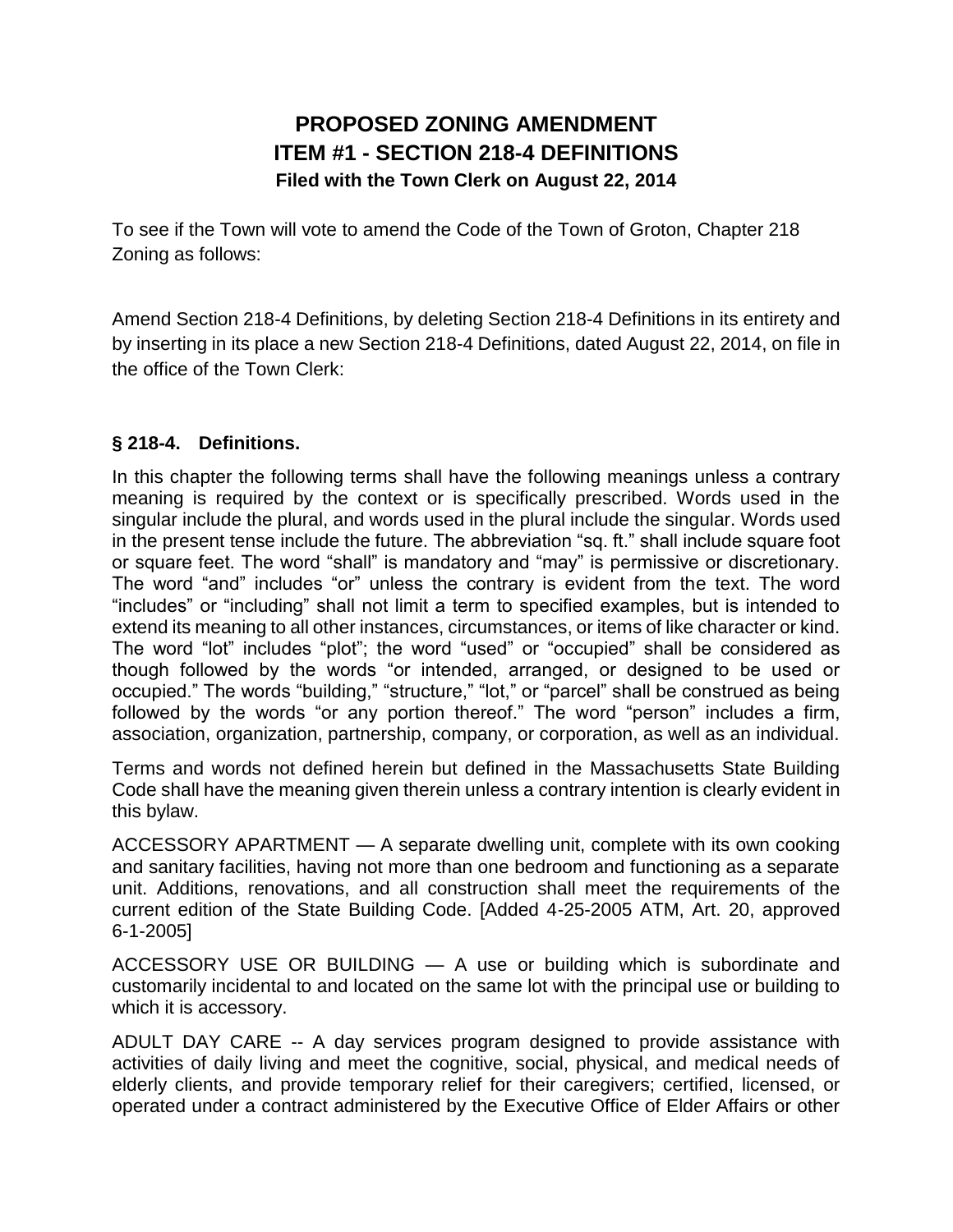# PROPOSED ZONING AMENDMENT
# ITEM #1 - SECTION 218-4 DEFINITIONS
**Filed with the Town Clerk on August 22, 2014**

To see if the Town will vote to amend the Code of the Town of Groton, Chapter 218 Zoning as follows:

Amend Section 218-4 Definitions, by deleting Section 218-4 Definitions in its entirety and by inserting in its place a new Section 218-4 Definitions, dated August 22, 2014, on file in the office of the Town Clerk:

## § 218-4. Definitions.

In this chapter the following terms shall have the following meanings unless a contrary meaning is required by the context or is specifically prescribed. Words used in the singular include the plural, and words used in the plural include the singular. Words used in the present tense include the future. The abbreviation "sq. ft." shall include square foot or square feet. The word "shall" is mandatory and "may" is permissive or discretionary. The word "and" includes "or" unless the contrary is evident from the text. The word "includes" or "including" shall not limit a term to specified examples, but is intended to extend its meaning to all other instances, circumstances, or items of like character or kind. The word "lot" includes "plot"; the word "used" or "occupied" shall be considered as though followed by the words "or intended, arranged, or designed to be used or occupied." The words "building," "structure," "lot," or "parcel" shall be construed as being followed by the words "or any portion thereof." The word "person" includes a firm, association, organization, partnership, company, or corporation, as well as an individual.

Terms and words not defined herein but defined in the Massachusetts State Building Code shall have the meaning given therein unless a contrary intention is clearly evident in this bylaw.

ACCESSORY APARTMENT — A separate dwelling unit, complete with its own cooking and sanitary facilities, having not more than one bedroom and functioning as a separate unit. Additions, renovations, and all construction shall meet the requirements of the current edition of the State Building Code. [Added 4-25-2005 ATM, Art. 20, approved 6-1-2005]

ACCESSORY USE OR BUILDING — A use or building which is subordinate and customarily incidental to and located on the same lot with the principal use or building to which it is accessory.

ADULT DAY CARE -- A day services program designed to provide assistance with activities of daily living and meet the cognitive, social, physical, and medical needs of elderly clients, and provide temporary relief for their caregivers; certified, licensed, or operated under a contract administered by the Executive Office of Elder Affairs or other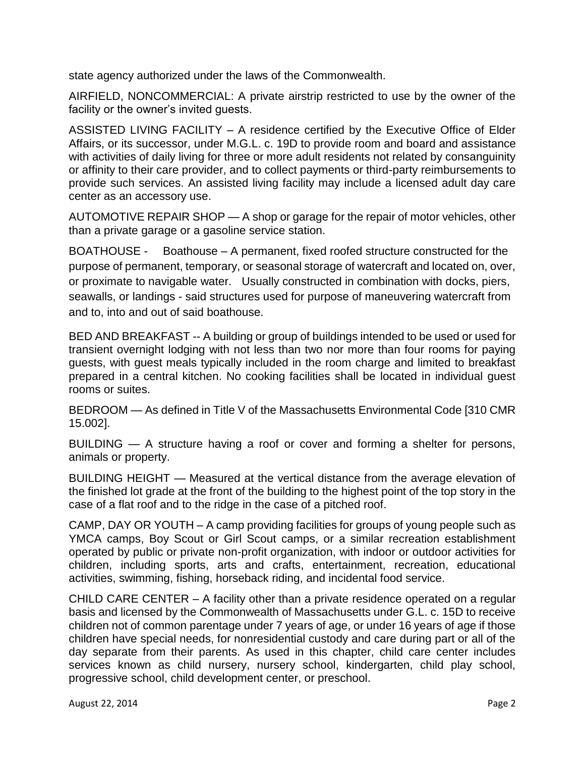state agency authorized under the laws of the Commonwealth.

AIRFIELD, NONCOMMERCIAL: A private airstrip restricted to use by the owner of the facility or the owner's invited guests.

ASSISTED LIVING FACILITY – A residence certified by the Executive Office of Elder Affairs, or its successor, under M.G.L. c. 19D to provide room and board and assistance with activities of daily living for three or more adult residents not related by consanguinity or affinity to their care provider, and to collect payments or third-party reimbursements to provide such services. An assisted living facility may include a licensed adult day care center as an accessory use.

AUTOMOTIVE REPAIR SHOP — A shop or garage for the repair of motor vehicles, other than a private garage or a gasoline service station.

BOATHOUSE - Boathouse – A permanent, fixed roofed structure constructed for the purpose of permanent, temporary, or seasonal storage of watercraft and located on, over, or proximate to navigable water. Usually constructed in combination with docks, piers, seawalls, or landings - said structures used for purpose of maneuvering watercraft from and to, into and out of said boathouse.

BED AND BREAKFAST -- A building or group of buildings intended to be used or used for transient overnight lodging with not less than two nor more than four rooms for paying guests, with guest meals typically included in the room charge and limited to breakfast prepared in a central kitchen. No cooking facilities shall be located in individual guest rooms or suites.

BEDROOM — As defined in Title V of the Massachusetts Environmental Code [310 CMR 15.002].

BUILDING — A structure having a roof or cover and forming a shelter for persons, animals or property.

BUILDING HEIGHT — Measured at the vertical distance from the average elevation of the finished lot grade at the front of the building to the highest point of the top story in the case of a flat roof and to the ridge in the case of a pitched roof.

CAMP, DAY OR YOUTH – A camp providing facilities for groups of young people such as YMCA camps, Boy Scout or Girl Scout camps, or a similar recreation establishment operated by public or private non-profit organization, with indoor or outdoor activities for children, including sports, arts and crafts, entertainment, recreation, educational activities, swimming, fishing, horseback riding, and incidental food service.

CHILD CARE CENTER – A facility other than a private residence operated on a regular basis and licensed by the Commonwealth of Massachusetts under G.L. c. 15D to receive children not of common parentage under 7 years of age, or under 16 years of age if those children have special needs, for nonresidential custody and care during part or all of the day separate from their parents. As used in this chapter, child care center includes services known as child nursery, nursery school, kindergarten, child play school, progressive school, child development center, or preschool.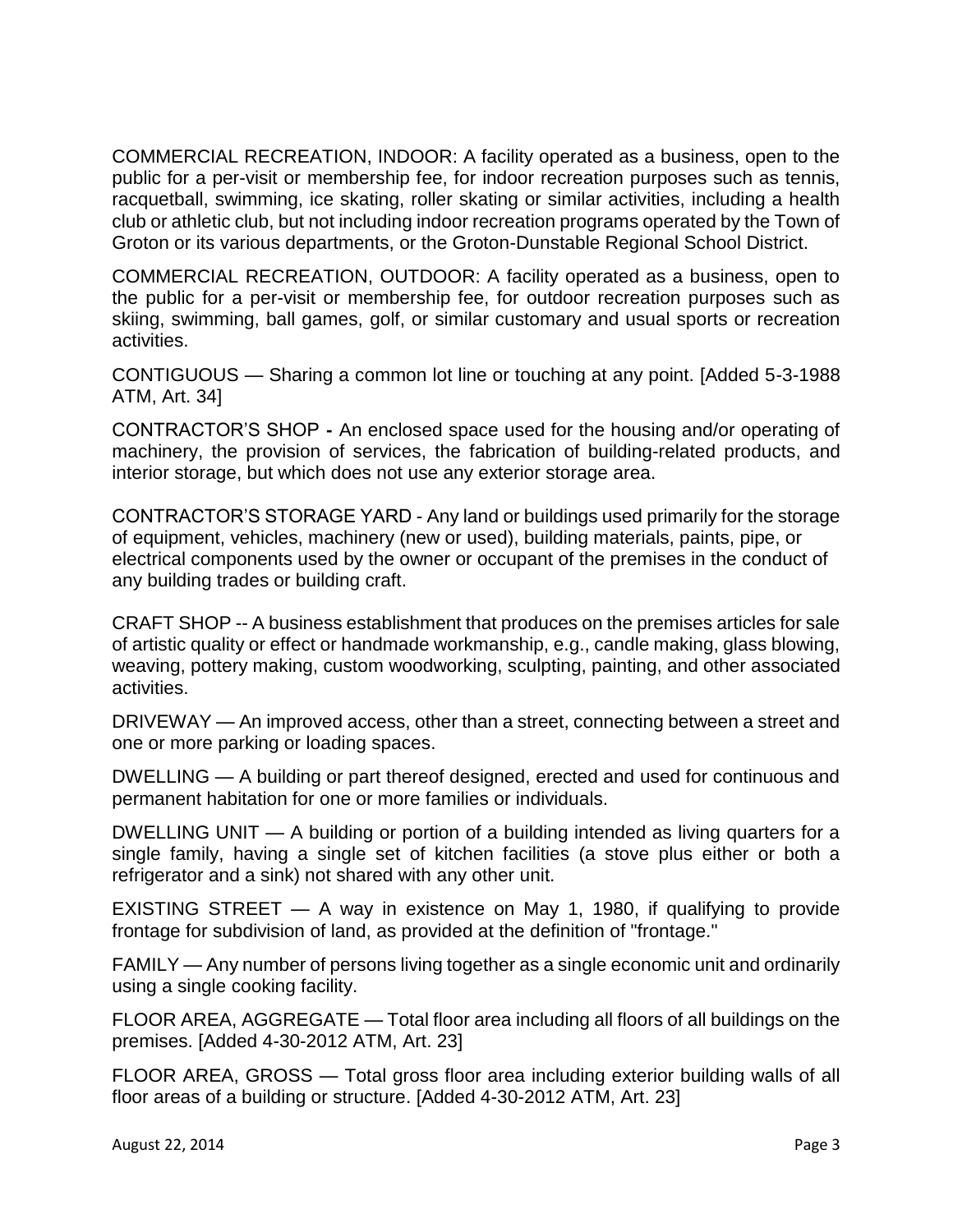COMMERCIAL RECREATION, INDOOR: A facility operated as a business, open to the public for a per-visit or membership fee, for indoor recreation purposes such as tennis, racquetball, swimming, ice skating, roller skating or similar activities, including a health club or athletic club, but not including indoor recreation programs operated by the Town of Groton or its various departments, or the Groton-Dunstable Regional School District.

COMMERCIAL RECREATION, OUTDOOR: A facility operated as a business, open to the public for a per-visit or membership fee, for outdoor recreation purposes such as skiing, swimming, ball games, golf, or similar customary and usual sports or recreation activities.

CONTIGUOUS — Sharing a common lot line or touching at any point. [Added 5-3-1988 ATM, Art. 34]

CONTRACTOR'S SHOP **-** An enclosed space used for the housing and/or operating of machinery, the provision of services, the fabrication of building-related products, and interior storage, but which does not use any exterior storage area.

CONTRACTOR'S STORAGE YARD - Any land or buildings used primarily for the storage of equipment, vehicles, machinery (new or used), building materials, paints, pipe, or electrical components used by the owner or occupant of the premises in the conduct of any building trades or building craft.

CRAFT SHOP -- A business establishment that produces on the premises articles for sale of artistic quality or effect or handmade workmanship, e.g., candle making, glass blowing, weaving, pottery making, custom woodworking, sculpting, painting, and other associated activities.

DRIVEWAY — An improved access, other than a street, connecting between a street and one or more parking or loading spaces.

DWELLING — A building or part thereof designed, erected and used for continuous and permanent habitation for one or more families or individuals.

DWELLING UNIT — A building or portion of a building intended as living quarters for a single family, having a single set of kitchen facilities (a stove plus either or both a refrigerator and a sink) not shared with any other unit.

EXISTING STREET — A way in existence on May 1, 1980, if qualifying to provide frontage for subdivision of land, as provided at the definition of "frontage."

FAMILY — Any number of persons living together as a single economic unit and ordinarily using a single cooking facility.

FLOOR AREA, AGGREGATE — Total floor area including all floors of all buildings on the premises. [Added 4-30-2012 ATM, Art. 23]

FLOOR AREA, GROSS — Total gross floor area including exterior building walls of all floor areas of a building or structure. [Added 4-30-2012 ATM, Art. 23]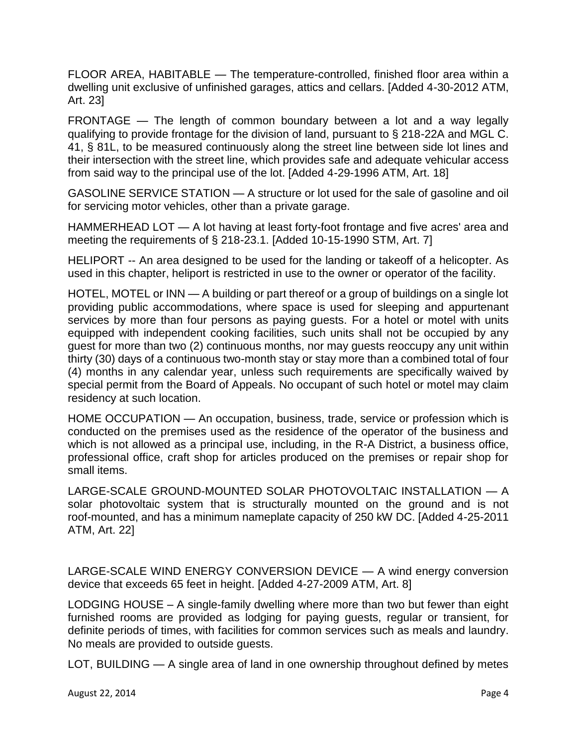FLOOR AREA, HABITABLE — The temperature-controlled, finished floor area within a dwelling unit exclusive of unfinished garages, attics and cellars. [Added 4-30-2012 ATM, Art. 23]

FRONTAGE — The length of common boundary between a lot and a way legally qualifying to provide frontage for the division of land, pursuant to § 218-22A and MGL C. 41, § 81L, to be measured continuously along the street line between side lot lines and their intersection with the street line, which provides safe and adequate vehicular access from said way to the principal use of the lot. [Added 4-29-1996 ATM, Art. 18]

GASOLINE SERVICE STATION — A structure or lot used for the sale of gasoline and oil for servicing motor vehicles, other than a private garage.

HAMMERHEAD LOT — A lot having at least forty-foot frontage and five acres' area and meeting the requirements of § 218-23.1. [Added 10-15-1990 STM, Art. 7]

HELIPORT -- An area designed to be used for the landing or takeoff of a helicopter. As used in this chapter, heliport is restricted in use to the owner or operator of the facility.

HOTEL, MOTEL or INN — A building or part thereof or a group of buildings on a single lot providing public accommodations, where space is used for sleeping and appurtenant services by more than four persons as paying guests. For a hotel or motel with units equipped with independent cooking facilities, such units shall not be occupied by any guest for more than two (2) continuous months, nor may guests reoccupy any unit within thirty (30) days of a continuous two-month stay or stay more than a combined total of four (4) months in any calendar year, unless such requirements are specifically waived by special permit from the Board of Appeals. No occupant of such hotel or motel may claim residency at such location.

HOME OCCUPATION — An occupation, business, trade, service or profession which is conducted on the premises used as the residence of the operator of the business and which is not allowed as a principal use, including, in the R-A District, a business office, professional office, craft shop for articles produced on the premises or repair shop for small items.

LARGE-SCALE GROUND-MOUNTED SOLAR PHOTOVOLTAIC INSTALLATION — A solar photovoltaic system that is structurally mounted on the ground and is not roof-mounted, and has a minimum nameplate capacity of 250 kW DC. [Added 4-25-2011 ATM, Art. 22]

LARGE-SCALE WIND ENERGY CONVERSION DEVICE — A wind energy conversion device that exceeds 65 feet in height. [Added 4-27-2009 ATM, Art. 8]

LODGING HOUSE – A single-family dwelling where more than two but fewer than eight furnished rooms are provided as lodging for paying guests, regular or transient, for definite periods of times, with facilities for common services such as meals and laundry. No meals are provided to outside guests.

LOT, BUILDING — A single area of land in one ownership throughout defined by metes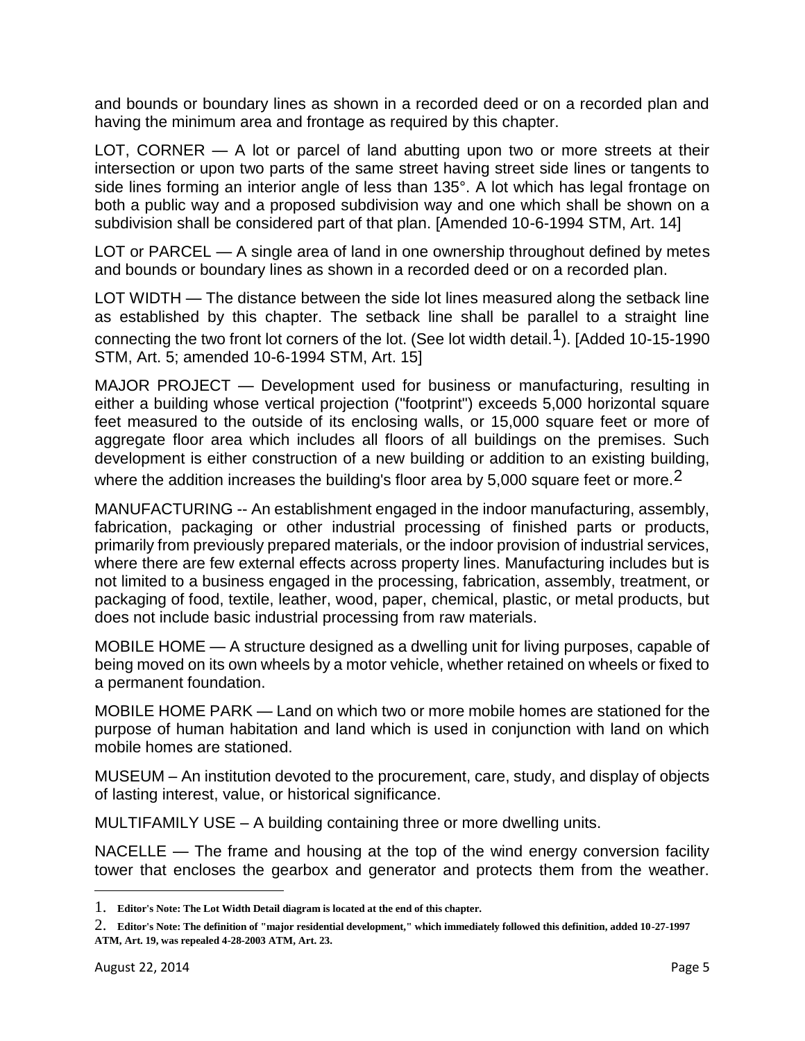and bounds or boundary lines as shown in a recorded deed or on a recorded plan and having the minimum area and frontage as required by this chapter.

LOT, CORNER — A lot or parcel of land abutting upon two or more streets at their intersection or upon two parts of the same street having street side lines or tangents to side lines forming an interior angle of less than 135°. A lot which has legal frontage on both a public way and a proposed subdivision way and one which shall be shown on a subdivision shall be considered part of that plan. [Amended 10-6-1994 STM, Art. 14]

LOT or PARCEL — A single area of land in one ownership throughout defined by metes and bounds or boundary lines as shown in a recorded deed or on a recorded plan.

LOT WIDTH — The distance between the side lot lines measured along the setback line as established by this chapter. The setback line shall be parallel to a straight line connecting the two front lot corners of the lot. (See lot width detail.[1]). [Added 10-15-1990 STM, Art. 5; amended 10-6-1994 STM, Art. 15]

MAJOR PROJECT — Development used for business or manufacturing, resulting in either a building whose vertical projection ("footprint") exceeds 5,000 horizontal square feet measured to the outside of its enclosing walls, or 15,000 square feet or more of aggregate floor area which includes all floors of all buildings on the premises. Such development is either construction of a new building or addition to an existing building, where the addition increases the building's floor area by 5,000 square feet or more.[2]

MANUFACTURING -- An establishment engaged in the indoor manufacturing, assembly, fabrication, packaging or other industrial processing of finished parts or products, primarily from previously prepared materials, or the indoor provision of industrial services, where there are few external effects across property lines. Manufacturing includes but is not limited to a business engaged in the processing, fabrication, assembly, treatment, or packaging of food, textile, leather, wood, paper, chemical, plastic, or metal products, but does not include basic industrial processing from raw materials.

MOBILE HOME — A structure designed as a dwelling unit for living purposes, capable of being moved on its own wheels by a motor vehicle, whether retained on wheels or fixed to a permanent foundation.

MOBILE HOME PARK — Land on which two or more mobile homes are stationed for the purpose of human habitation and land which is used in conjunction with land on which mobile homes are stationed.

MUSEUM – An institution devoted to the procurement, care, study, and display of objects of lasting interest, value, or historical significance.

MULTIFAMILY USE – A building containing three or more dwelling units.

NACELLE — The frame and housing at the top of the wind energy conversion facility tower that encloses the gearbox and generator and protects them from the weather.

---

1. **Editor's Note: The Lot Width Detail diagram is located at the end of this chapter.**

2. **Editor's Note: The definition of "major residential development," which immediately followed this definition, added 10-27-1997 ATM, Art. 19, was repealed 4-28-2003 ATM, Art. 23.**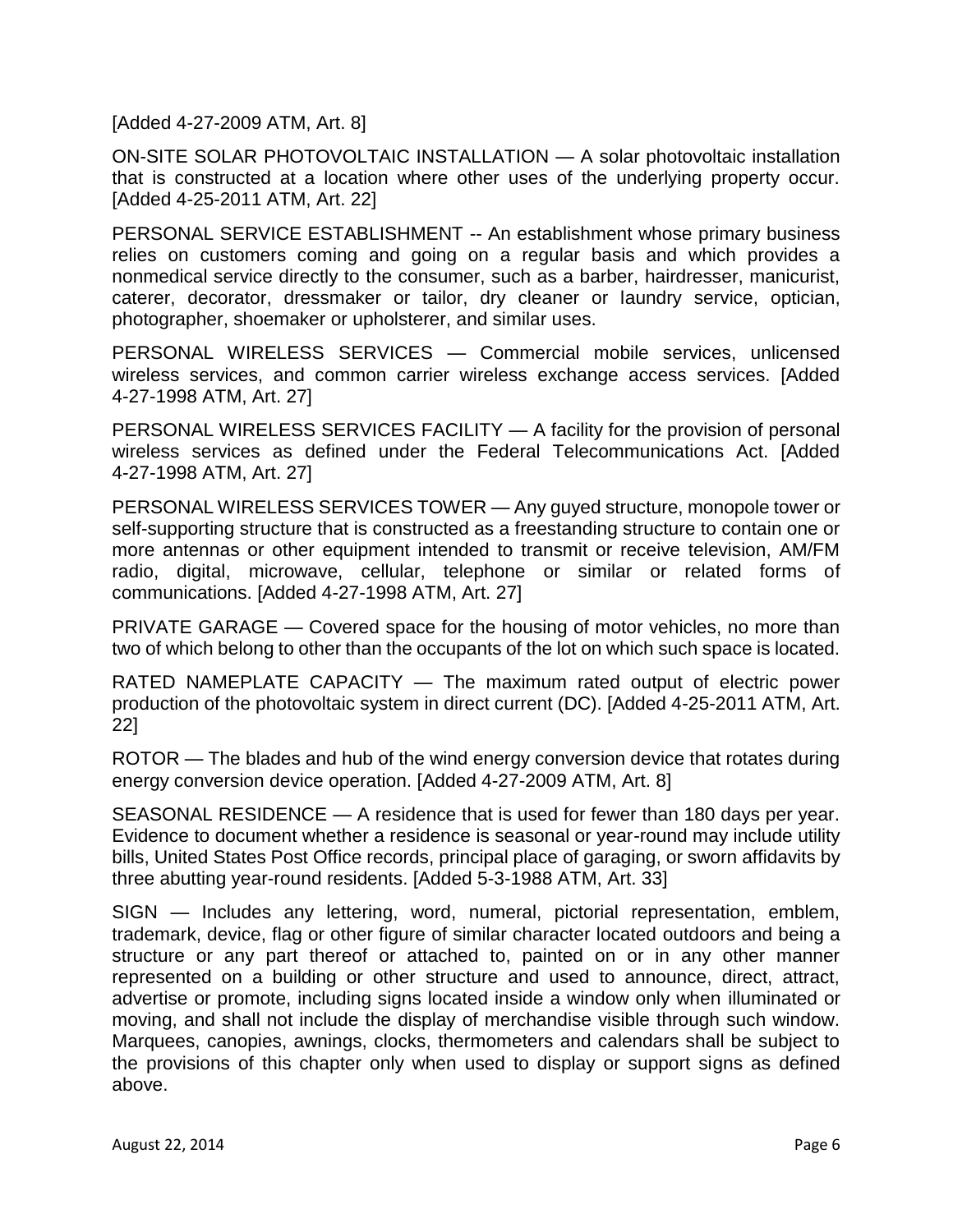[Added 4-27-2009 ATM, Art. 8]

ON-SITE SOLAR PHOTOVOLTAIC INSTALLATION — A solar photovoltaic installation that is constructed at a location where other uses of the underlying property occur. [Added 4-25-2011 ATM, Art. 22]

PERSONAL SERVICE ESTABLISHMENT -- An establishment whose primary business relies on customers coming and going on a regular basis and which provides a nonmedical service directly to the consumer, such as a barber, hairdresser, manicurist, caterer, decorator, dressmaker or tailor, dry cleaner or laundry service, optician, photographer, shoemaker or upholsterer, and similar uses.

PERSONAL WIRELESS SERVICES — Commercial mobile services, unlicensed wireless services, and common carrier wireless exchange access services. [Added 4-27-1998 ATM, Art. 27]

PERSONAL WIRELESS SERVICES FACILITY — A facility for the provision of personal wireless services as defined under the Federal Telecommunications Act. [Added 4-27-1998 ATM, Art. 27]

PERSONAL WIRELESS SERVICES TOWER — Any guyed structure, monopole tower or self-supporting structure that is constructed as a freestanding structure to contain one or more antennas or other equipment intended to transmit or receive television, AM/FM radio, digital, microwave, cellular, telephone or similar or related forms of communications. [Added 4-27-1998 ATM, Art. 27]

PRIVATE GARAGE — Covered space for the housing of motor vehicles, no more than two of which belong to other than the occupants of the lot on which such space is located.

RATED NAMEPLATE CAPACITY — The maximum rated output of electric power production of the photovoltaic system in direct current (DC). [Added 4-25-2011 ATM, Art. 22]

ROTOR — The blades and hub of the wind energy conversion device that rotates during energy conversion device operation. [Added 4-27-2009 ATM, Art. 8]

SEASONAL RESIDENCE — A residence that is used for fewer than 180 days per year. Evidence to document whether a residence is seasonal or year-round may include utility bills, United States Post Office records, principal place of garaging, or sworn affidavits by three abutting year-round residents. [Added 5-3-1988 ATM, Art. 33]

SIGN — Includes any lettering, word, numeral, pictorial representation, emblem, trademark, device, flag or other figure of similar character located outdoors and being a structure or any part thereof or attached to, painted on or in any other manner represented on a building or other structure and used to announce, direct, attract, advertise or promote, including signs located inside a window only when illuminated or moving, and shall not include the display of merchandise visible through such window. Marquees, canopies, awnings, clocks, thermometers and calendars shall be subject to the provisions of this chapter only when used to display or support signs as defined above.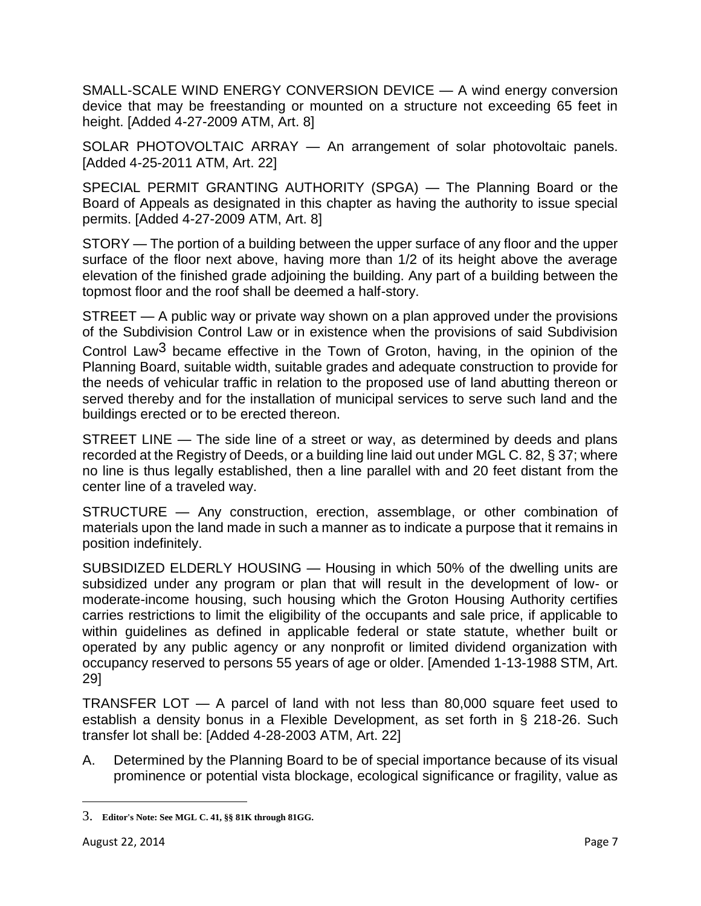SMALL-SCALE WIND ENERGY CONVERSION DEVICE — A wind energy conversion device that may be freestanding or mounted on a structure not exceeding 65 feet in height. [Added 4-27-2009 ATM, Art. 8]

SOLAR PHOTOVOLTAIC ARRAY — An arrangement of solar photovoltaic panels. [Added 4-25-2011 ATM, Art. 22]

SPECIAL PERMIT GRANTING AUTHORITY (SPGA) — The Planning Board or the Board of Appeals as designated in this chapter as having the authority to issue special permits. [Added 4-27-2009 ATM, Art. 8]

STORY — The portion of a building between the upper surface of any floor and the upper surface of the floor next above, having more than 1/2 of its height above the average elevation of the finished grade adjoining the building. Any part of a building between the topmost floor and the roof shall be deemed a half-story.

STREET — A public way or private way shown on a plan approved under the provisions of the Subdivision Control Law or in existence when the provisions of said Subdivision Control Law[3] became effective in the Town of Groton, having, in the opinion of the Planning Board, suitable width, suitable grades and adequate construction to provide for the needs of vehicular traffic in relation to the proposed use of land abutting thereon or served thereby and for the installation of municipal services to serve such land and the buildings erected or to be erected thereon.

STREET LINE — The side line of a street or way, as determined by deeds and plans recorded at the Registry of Deeds, or a building line laid out under MGL C. 82, § 37; where no line is thus legally established, then a line parallel with and 20 feet distant from the center line of a traveled way.

STRUCTURE — Any construction, erection, assemblage, or other combination of materials upon the land made in such a manner as to indicate a purpose that it remains in position indefinitely.

SUBSIDIZED ELDERLY HOUSING — Housing in which 50% of the dwelling units are subsidized under any program or plan that will result in the development of low- or moderate-income housing, such housing which the Groton Housing Authority certifies carries restrictions to limit the eligibility of the occupants and sale price, if applicable to within guidelines as defined in applicable federal or state statute, whether built or operated by any public agency or any nonprofit or limited dividend organization with occupancy reserved to persons 55 years of age or older. [Amended 1-13-1988 STM, Art. 29]

TRANSFER LOT — A parcel of land with not less than 80,000 square feet used to establish a density bonus in a Flexible Development, as set forth in § 218-26. Such transfer lot shall be: [Added 4-28-2003 ATM, Art. 22]

A. Determined by the Planning Board to be of special importance because of its visual prominence or potential vista blockage, ecological significance or fragility, value as

---

3. **Editor's Note: See MGL C. 41, §§ 81K through 81GG.**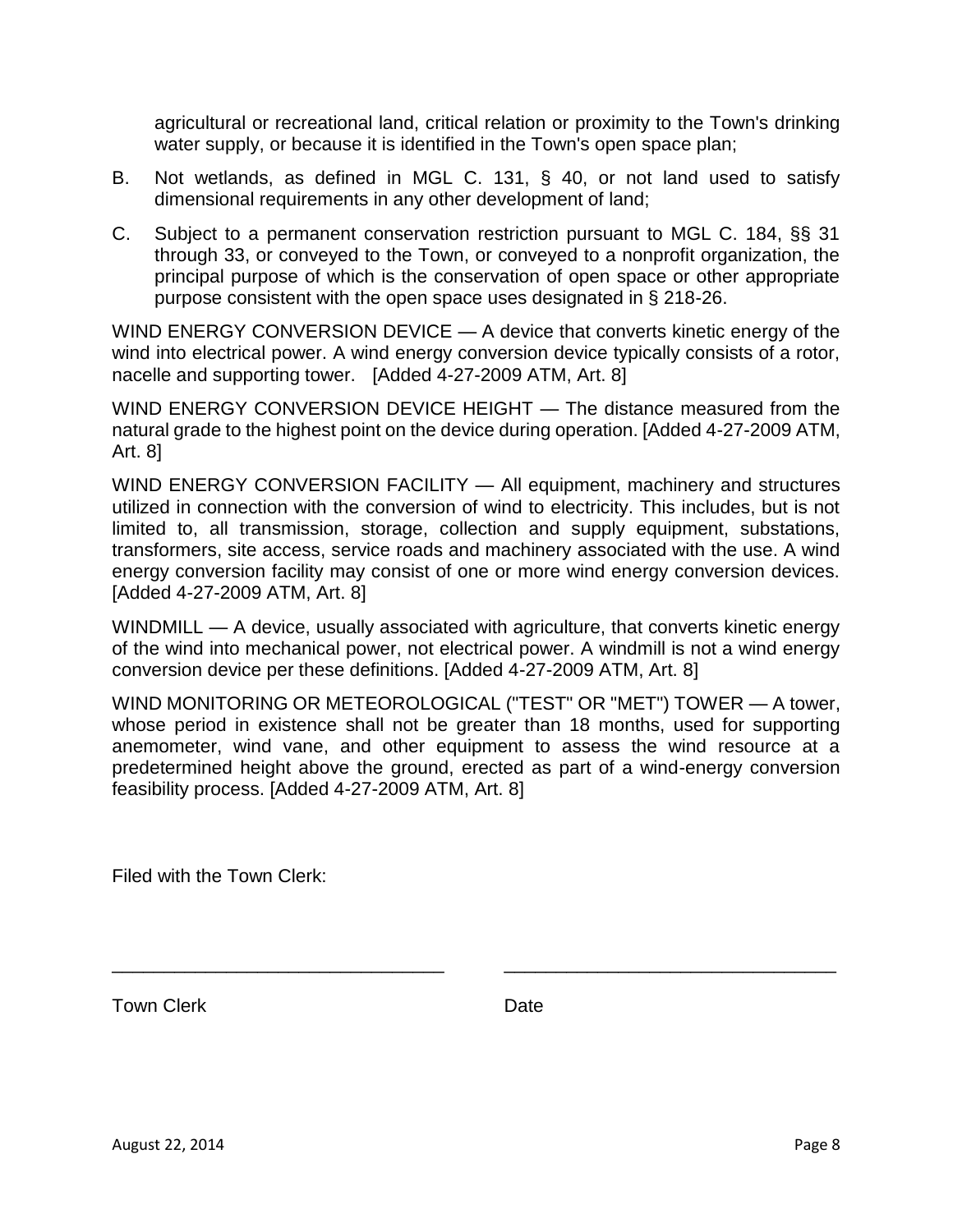agricultural or recreational land, critical relation or proximity to the Town's drinking water supply, or because it is identified in the Town's open space plan;

B. Not wetlands, as defined in MGL C. 131, § 40, or not land used to satisfy dimensional requirements in any other development of land;

C. Subject to a permanent conservation restriction pursuant to MGL C. 184, §§ 31 through 33, or conveyed to the Town, or conveyed to a nonprofit organization, the principal purpose of which is the conservation of open space or other appropriate purpose consistent with the open space uses designated in § 218-26.

WIND ENERGY CONVERSION DEVICE — A device that converts kinetic energy of the wind into electrical power. A wind energy conversion device typically consists of a rotor, nacelle and supporting tower. [Added 4-27-2009 ATM, Art. 8]

WIND ENERGY CONVERSION DEVICE HEIGHT — The distance measured from the natural grade to the highest point on the device during operation. [Added 4-27-2009 ATM, Art. 8]

WIND ENERGY CONVERSION FACILITY — All equipment, machinery and structures utilized in connection with the conversion of wind to electricity. This includes, but is not limited to, all transmission, storage, collection and supply equipment, substations, transformers, site access, service roads and machinery associated with the use. A wind energy conversion facility may consist of one or more wind energy conversion devices. [Added 4-27-2009 ATM, Art. 8]

WINDMILL — A device, usually associated with agriculture, that converts kinetic energy of the wind into mechanical power, not electrical power. A windmill is not a wind energy conversion device per these definitions. [Added 4-27-2009 ATM, Art. 8]

WIND MONITORING OR METEOROLOGICAL ("TEST" OR "MET") TOWER — A tower, whose period in existence shall not be greater than 18 months, used for supporting anemometer, wind vane, and other equipment to assess the wind resource at a predetermined height above the ground, erected as part of a wind-energy conversion feasibility process. [Added 4-27-2009 ATM, Art. 8]

Filed with the Town Clerk:

\_\_\_\_\_\_\_\_\_\_\_\_\_\_\_\_\_\_\_\_\_\_\_\_\_\_\_\_\_\_\_\_ \_\_\_\_\_\_\_\_\_\_\_\_\_\_\_\_\_\_\_\_\_\_\_\_\_\_\_\_\_\_\_\_

Town Clerk Date

August 22, 2014